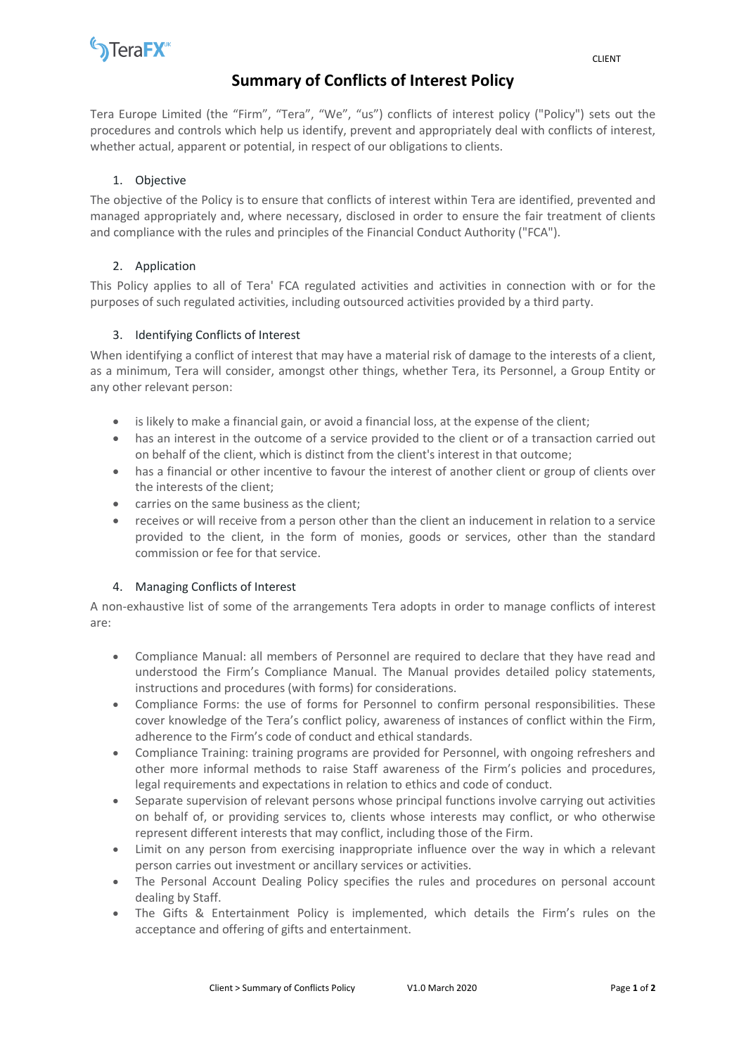# Summary of Conflicts of Interest Policy

Tera Europe Limited (the "Firm", "Tera", "We", "us") conflicts of interest policy ("Policy") sets out the procedures and controls which help us identify, prevent and appropriately deal with conflicts of interest, whether actual, apparent or potential, in respect of our obligations to clients.

## 1. Objective

The objective of the Policy is to ensure that conflicts of interest within Tera are identified, prevented and managed appropriately and, where necessary, disclosed in order to ensure the fair treatment of clients and compliance with the rules and principles of the Financial Conduct Authority ("FCA").

## 2. Application

This Policy applies to all of Tera' FCA regulated activities and activities in connection with or for the purposes of such regulated activities, including outsourced activities provided by a third party.

## 3. Identifying Conflicts of Interest

When identifying a conflict of interest that may have a material risk of damage to the interests of a client, as a minimum, Tera will consider, amongst other things, whether Tera, its Personnel, a Group Entity or any other relevant person:

- is likely to make a financial gain, or avoid a financial loss, at the expense of the client;
- has an interest in the outcome of a service provided to the client or of a transaction carried out on behalf of the client, which is distinct from the client's interest in that outcome;
- has a financial or other incentive to favour the interest of another client or group of clients over the interests of the client;
- carries on the same business as the client;
- receives or will receive from a person other than the client an inducement in relation to a service provided to the client, in the form of monies, goods or services, other than the standard commission or fee for that service.

## 4. Managing Conflicts of Interest

A non-exhaustive list of some of the arrangements Tera adopts in order to manage conflicts of interest are:

- Compliance Manual: all members of Personnel are required to declare that they have read and understood the Firm's Compliance Manual. The Manual provides detailed policy statements, instructions and procedures (with forms) for considerations.
- Compliance Forms: the use of forms for Personnel to confirm personal responsibilities. These cover knowledge of the Tera's conflict policy, awareness of instances of conflict within the Firm, adherence to the Firm's code of conduct and ethical standards.
- Compliance Training: training programs are provided for Personnel, with ongoing refreshers and other more informal methods to raise Staff awareness of the Firm's policies and procedures, legal requirements and expectations in relation to ethics and code of conduct.
- Separate supervision of relevant persons whose principal functions involve carrying out activities on behalf of, or providing services to, clients whose interests may conflict, or who otherwise represent different interests that may conflict, including those of the Firm.
- Limit on any person from exercising inappropriate influence over the way in which a relevant person carries out investment or ancillary services or activities.
- The Personal Account Dealing Policy specifies the rules and procedures on personal account dealing by Staff.
- The Gifts & Entertainment Policy is implemented, which details the Firm's rules on the acceptance and offering of gifts and entertainment.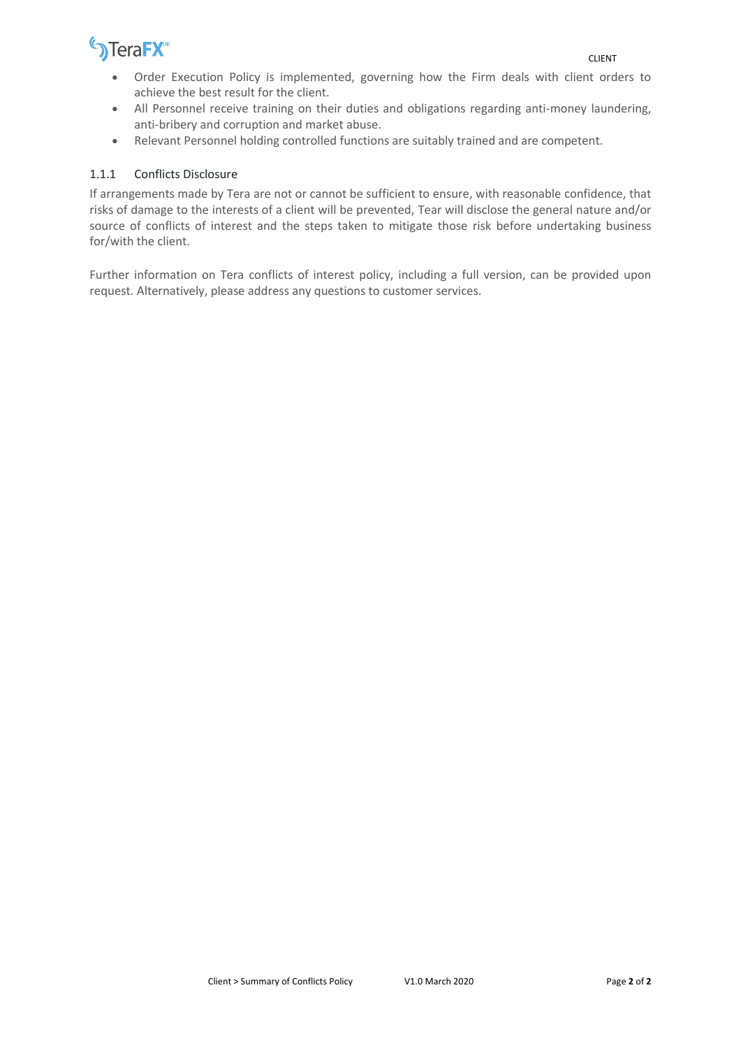- Order Execution Policy is implemented, governing how the Firm deals with client orders to achieve the best result for the client.
- All Personnel receive training on their duties and obligations regarding anti-money laundering, anti-bribery and corruption and market abuse.
- Relevant Personnel holding controlled functions are suitably trained and are competent.

### 1.1.1 Conflicts Disclosure

If arrangements made by Tera are not or cannot be sufficient to ensure, with reasonable confidence, that risks of damage to the interests of a client will be prevented, Tear will disclose the general nature and/or source of conflicts of interest and the steps taken to mitigate those risk before undertaking business for/with the client.

Further information on Tera conflicts of interest policy, including a full version, can be provided upon request. Alternatively, please address any questions to customer services.